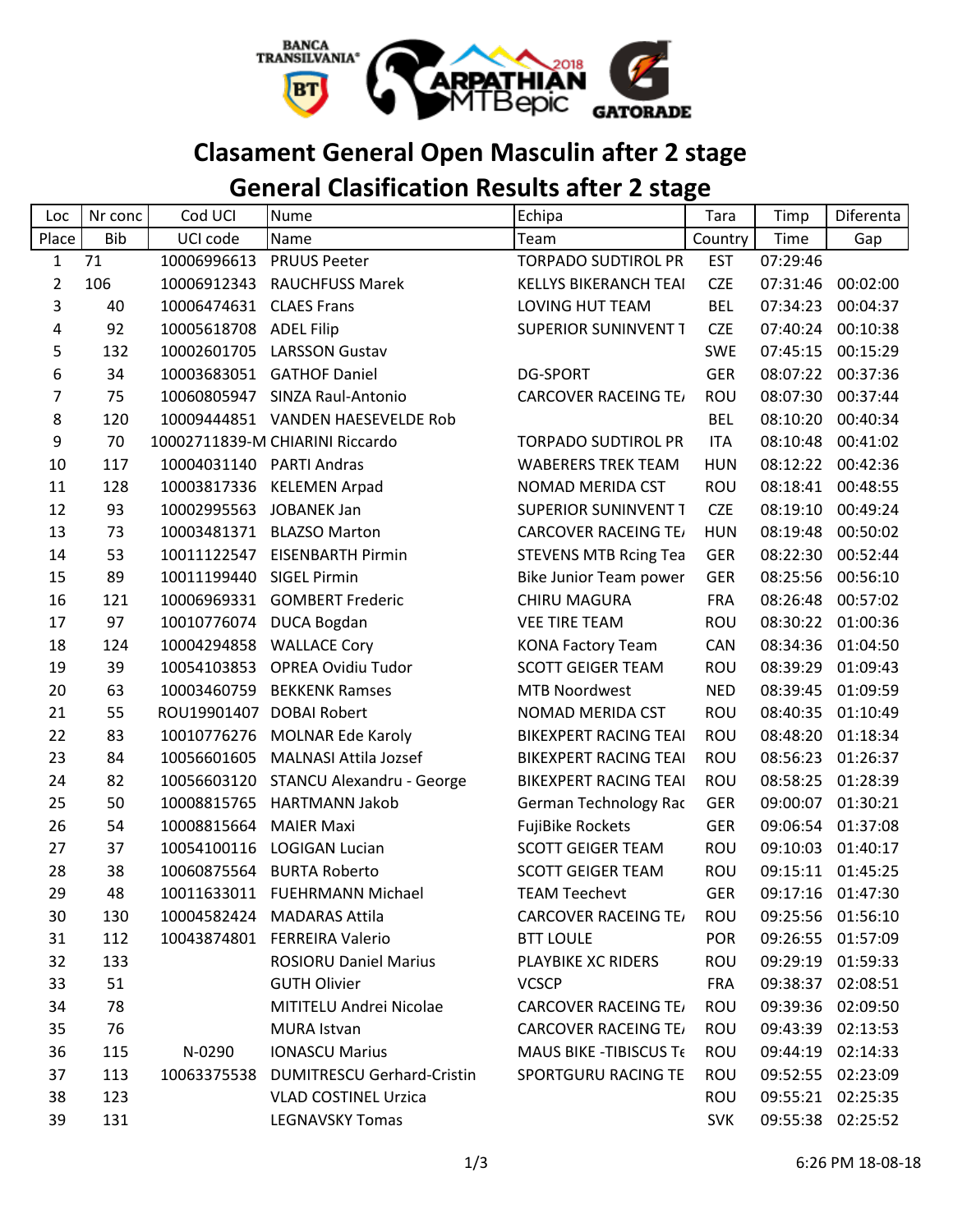# Clasament General Open Masculin after 2 stage

# General Clasification Results after 2 stage

| Loc | Nr conc | Cod UCI | Nume | Echipa | Tara | Timp | Diferenta |
|---|---|---|---|---|---|---|---|
| Place | Bib | UCI code | Name | Team | Country | Time | Gap |
| 1 | 71 | 10006996613 | PRUUS Peeter | TORPADO SUDTIROL PR | EST | 07:29:46 | |
| 2 | 106 | 10006912343 | RAUCHFUSS Marek | KELLYS BIKERANCH TEAI | CZE | 07:31:46 | 00:02:00 |
| 3 | 40 | 10006474631 | CLAES Frans | LOVING HUT TEAM | BEL | 07:34:23 | 00:04:37 |
| 4 | 92 | 10005618708 | ADEL Filip | SUPERIOR SUNINVENT T | CZE | 07:40:24 | 00:10:38 |
| 5 | 132 | 10002601705 | LARSSON Gustav | | SWE | 07:45:15 | 00:15:29 |
| 6 | 34 | 10003683051 | GATHOF Daniel | DG-SPORT | GER | 08:07:22 | 00:37:36 |
| 7 | 75 | 10060805947 | SINZA Raul-Antonio | CARCOVER RACEING TE/ | ROU | 08:07:30 | 00:37:44 |
| 8 | 120 | 10009444851 | VANDEN HAESEVELDE Rob | | BEL | 08:10:20 | 00:40:34 |
| 9 | 70 | 10002711839-M | CHIARINI Riccardo | TORPADO SUDTIROL PR | ITA | 08:10:48 | 00:41:02 |
| 10 | 117 | 10004031140 | PARTI Andras | WABERERS TREK TEAM | HUN | 08:12:22 | 00:42:36 |
| 11 | 128 | 10003817336 | KELEMEN Arpad | NOMAD MERIDA CST | ROU | 08:18:41 | 00:48:55 |
| 12 | 93 | 10002995563 | JOBANEK Jan | SUPERIOR SUNINVENT T | CZE | 08:19:10 | 00:49:24 |
| 13 | 73 | 10003481371 | BLAZSO Marton | CARCOVER RACEING TE/ | HUN | 08:19:48 | 00:50:02 |
| 14 | 53 | 10011122547 | EISENBARTH Pirmin | STEVENS MTB Rcing Tea | GER | 08:22:30 | 00:52:44 |
| 15 | 89 | 10011199440 | SIGEL Pirmin | Bike Junior Team power | GER | 08:25:56 | 00:56:10 |
| 16 | 121 | 10006969331 | GOMBERT Frederic | CHIRU MAGURA | FRA | 08:26:48 | 00:57:02 |
| 17 | 97 | 10010776074 | DUCA Bogdan | VEE TIRE TEAM | ROU | 08:30:22 | 01:00:36 |
| 18 | 124 | 10004294858 | WALLACE Cory | KONA Factory Team | CAN | 08:34:36 | 01:04:50 |
| 19 | 39 | 10054103853 | OPREA Ovidiu Tudor | SCOTT GEIGER TEAM | ROU | 08:39:29 | 01:09:43 |
| 20 | 63 | 10003460759 | BEKKENK Ramses | MTB Noordwest | NED | 08:39:45 | 01:09:59 |
| 21 | 55 | ROU19901407 | DOBAI Robert | NOMAD MERIDA CST | ROU | 08:40:35 | 01:10:49 |
| 22 | 83 | 10010776276 | MOLNAR Ede Karoly | BIKEXPERT RACING TEAI | ROU | 08:48:20 | 01:18:34 |
| 23 | 84 | 10056601605 | MALNASI Attila Jozsef | BIKEXPERT RACING TEAI | ROU | 08:56:23 | 01:26:37 |
| 24 | 82 | 10056603120 | STANCU Alexandru - George | BIKEXPERT RACING TEAI | ROU | 08:58:25 | 01:28:39 |
| 25 | 50 | 10008815765 | HARTMANN Jakob | German Technology Rac | GER | 09:00:07 | 01:30:21 |
| 26 | 54 | 10008815664 | MAIER Maxi | FujiBike Rockets | GER | 09:06:54 | 01:37:08 |
| 27 | 37 | 10054100116 | LOGIGAN Lucian | SCOTT GEIGER TEAM | ROU | 09:10:03 | 01:40:17 |
| 28 | 38 | 10060875564 | BURTA Roberto | SCOTT GEIGER TEAM | ROU | 09:15:11 | 01:45:25 |
| 29 | 48 | 10011633011 | FUEHRMANN Michael | TEAM Teechevt | GER | 09:17:16 | 01:47:30 |
| 30 | 130 | 10004582424 | MADARAS Attila | CARCOVER RACEING TE/ | ROU | 09:25:56 | 01:56:10 |
| 31 | 112 | 10043874801 | FERREIRA Valerio | BTT LOULE | POR | 09:26:55 | 01:57:09 |
| 32 | 133 | | ROSIORU Daniel Marius | PLAYBIKE XC RIDERS | ROU | 09:29:19 | 01:59:33 |
| 33 | 51 | | GUTH Olivier | VCSCP | FRA | 09:38:37 | 02:08:51 |
| 34 | 78 | | MITITELU Andrei Nicolae | CARCOVER RACEING TE/ | ROU | 09:39:36 | 02:09:50 |
| 35 | 76 | | MURA Istvan | CARCOVER RACEING TE/ | ROU | 09:43:39 | 02:13:53 |
| 36 | 115 | N-0290 | IONASCU Marius | MAUS BIKE -TIBISCUS Te | ROU | 09:44:19 | 02:14:33 |
| 37 | 113 | 10063375538 | DUMITRESCU Gerhard-Cristin | SPORTGURU RACING TE | ROU | 09:52:55 | 02:23:09 |
| 38 | 123 | | VLAD COSTINEL Urzica | | ROU | 09:55:21 | 02:25:35 |
| 39 | 131 | | LEGNAVSKY Tomas | | SVK | 09:55:38 | 02:25:52 |

6:26 PM 18-08-18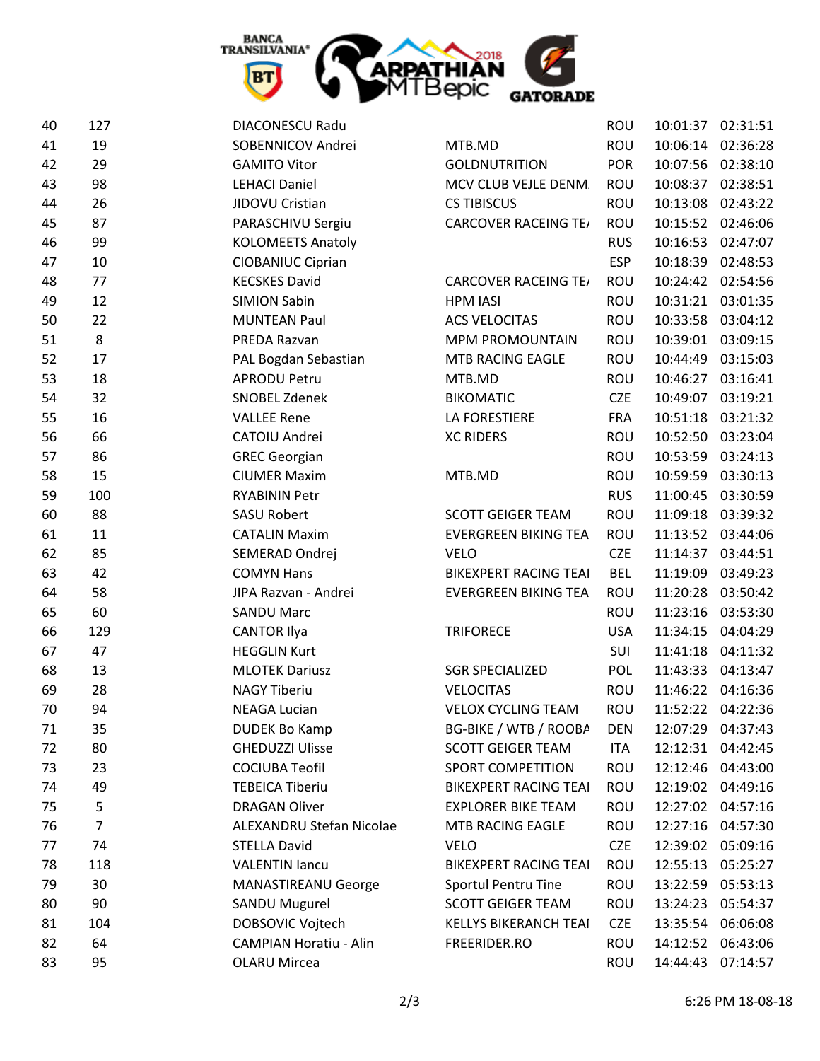| | | | | | | |
|---|---|---|---|---|---|---|
| 40 | 127 | DIACONESCU Radu | | ROU | 10:01:37 | 02:31:51 |
| 41 | 19 | SOBENNICOV Andrei | MTB.MD | ROU | 10:06:14 | 02:36:28 |
| 42 | 29 | GAMITO Vitor | GOLDNUTRITION | POR | 10:07:56 | 02:38:10 |
| 43 | 98 | LEHACI Daniel | MCV CLUB VEJLE DENM | ROU | 10:08:37 | 02:38:51 |
| 44 | 26 | JIDOVU Cristian | CS TIBISCUS | ROU | 10:13:08 | 02:43:22 |
| 45 | 87 | PARASCHIVU Sergiu | CARCOVER RACEING TE/ | ROU | 10:15:52 | 02:46:06 |
| 46 | 99 | KOLOMEETS Anatoly | | RUS | 10:16:53 | 02:47:07 |
| 47 | 10 | CIOBANIUC Ciprian | | ESP | 10:18:39 | 02:48:53 |
| 48 | 77 | KECSKES David | CARCOVER RACEING TE/ | ROU | 10:24:42 | 02:54:56 |
| 49 | 12 | SIMION Sabin | HPM IASI | ROU | 10:31:21 | 03:01:35 |
| 50 | 22 | MUNTEAN Paul | ACS VELOCITAS | ROU | 10:33:58 | 03:04:12 |
| 51 | 8 | PREDA Razvan | MPM PROMOUNTAIN | ROU | 10:39:01 | 03:09:15 |
| 52 | 17 | PAL Bogdan Sebastian | MTB RACING EAGLE | ROU | 10:44:49 | 03:15:03 |
| 53 | 18 | APRODU Petru | MTB.MD | ROU | 10:46:27 | 03:16:41 |
| 54 | 32 | SNOBEL Zdenek | BIKOMATIC | CZE | 10:49:07 | 03:19:21 |
| 55 | 16 | VALLEE Rene | LA FORESTIERE | FRA | 10:51:18 | 03:21:32 |
| 56 | 66 | CATOIU Andrei | XC RIDERS | ROU | 10:52:50 | 03:23:04 |
| 57 | 86 | GREC Georgian | | ROU | 10:53:59 | 03:24:13 |
| 58 | 15 | CIUMER Maxim | MTB.MD | ROU | 10:59:59 | 03:30:13 |
| 59 | 100 | RYABININ Petr | | RUS | 11:00:45 | 03:30:59 |
| 60 | 88 | SASU Robert | SCOTT GEIGER TEAM | ROU | 11:09:18 | 03:39:32 |
| 61 | 11 | CATALIN Maxim | EVERGREEN BIKING TEA | ROU | 11:13:52 | 03:44:06 |
| 62 | 85 | SEMERAD Ondrej | VELO | CZE | 11:14:37 | 03:44:51 |
| 63 | 42 | COMYN Hans | BIKEXPERT RACING TEAI | BEL | 11:19:09 | 03:49:23 |
| 64 | 58 | JIPA Razvan - Andrei | EVERGREEN BIKING TEA | ROU | 11:20:28 | 03:50:42 |
| 65 | 60 | SANDU Marc | | ROU | 11:23:16 | 03:53:30 |
| 66 | 129 | CANTOR Ilya | TRIFORECE | USA | 11:34:15 | 04:04:29 |
| 67 | 47 | HEGGLIN Kurt | | SUI | 11:41:18 | 04:11:32 |
| 68 | 13 | MLOTEK Dariusz | SGR SPECIALIZED | POL | 11:43:33 | 04:13:47 |
| 69 | 28 | NAGY Tiberiu | VELOCITAS | ROU | 11:46:22 | 04:16:36 |
| 70 | 94 | NEAGA Lucian | VELOX CYCLING TEAM | ROU | 11:52:22 | 04:22:36 |
| 71 | 35 | DUDEK Bo Kamp | BG-BIKE / WTB / ROOBA | DEN | 12:07:29 | 04:37:43 |
| 72 | 80 | GHEDUZZI Ulisse | SCOTT GEIGER TEAM | ITA | 12:12:31 | 04:42:45 |
| 73 | 23 | COCIUBA Teofil | SPORT COMPETITION | ROU | 12:12:46 | 04:43:00 |
| 74 | 49 | TEBEICA Tiberiu | BIKEXPERT RACING TEAI | ROU | 12:19:02 | 04:49:16 |
| 75 | 5 | DRAGAN Oliver | EXPLORER BIKE TEAM | ROU | 12:27:02 | 04:57:16 |
| 76 | 7 | ALEXANDRU Stefan Nicolae | MTB RACING EAGLE | ROU | 12:27:16 | 04:57:30 |
| 77 | 74 | STELLA David | VELO | CZE | 12:39:02 | 05:09:16 |
| 78 | 118 | VALENTIN Iancu | BIKEXPERT RACING TEAI | ROU | 12:55:13 | 05:25:27 |
| 79 | 30 | MANASTIREANU George | Sportul Pentru Tine | ROU | 13:22:59 | 05:53:13 |
| 80 | 90 | SANDU Mugurel | SCOTT GEIGER TEAM | ROU | 13:24:23 | 05:54:37 |
| 81 | 104 | DOBSOVIC Vojtech | KELLYS BIKERANCH TEAI | CZE | 13:35:54 | 06:06:08 |
| 82 | 64 | CAMPIAN Horatiu - Alin | FREERIDER.RO | ROU | 14:12:52 | 06:43:06 |
| 83 | 95 | OLARU Mircea | | ROU | 14:44:43 | 07:14:57 |

6:26 PM 18-08-18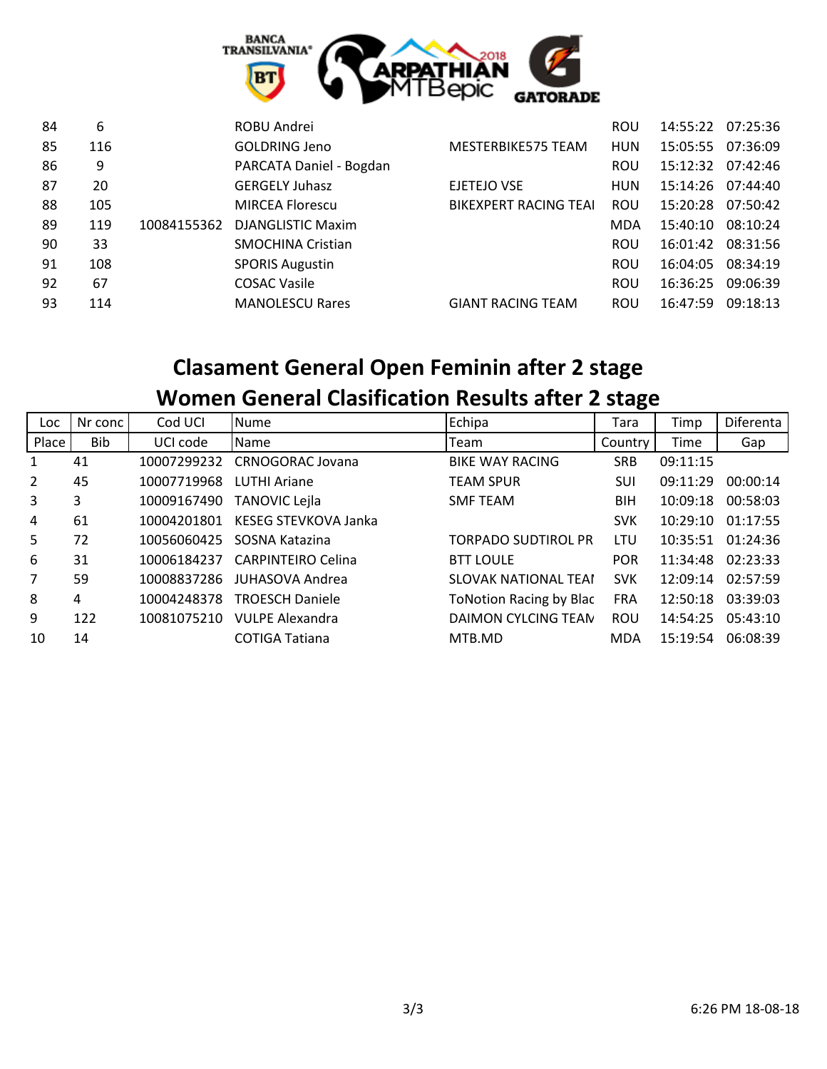| | | | | | | | |
|---|---|---|---|---|---|---|---|
| 84 | 6 | | ROBU Andrei | | ROU | 14:55:22 | 07:25:36 |
| 85 | 116 | | GOLDRING Jeno | MESTERBIKE575 TEAM | HUN | 15:05:55 | 07:36:09 |
| 86 | 9 | | PARCATA Daniel - Bogdan | | ROU | 15:12:32 | 07:42:46 |
| 87 | 20 | | GERGELY Juhasz | EJETEJO VSE | HUN | 15:14:26 | 07:44:40 |
| 88 | 105 | | MIRCEA Florescu | BIKEXPERT RACING TEAI | ROU | 15:20:28 | 07:50:42 |
| 89 | 119 | 10084155362 | DJANGLISTIC Maxim | | MDA | 15:40:10 | 08:10:24 |
| 90 | 33 | | SMOCHINA Cristian | | ROU | 16:01:42 | 08:31:56 |
| 91 | 108 | | SPORIS Augustin | | ROU | 16:04:05 | 08:34:19 |
| 92 | 67 | | COSAC Vasile | | ROU | 16:36:25 | 09:06:39 |
| 93 | 114 | | MANOLESCU Rares | GIANT RACING TEAM | ROU | 16:47:59 | 09:18:13 |

## Clasament General Open Feminin after 2 stage
## Women General Clasification Results after 2 stage

| Loc | Nr conc | Cod UCI | Nume | Echipa | Tara | Timp | Diferenta |
|---|---|---|---|---|---|---|---|
| Place | Bib | UCI code | Name | Team | Country | Time | Gap |
| 1 | 41 | 10007299232 | CRNOGORAC Jovana | BIKE WAY RACING | SRB | 09:11:15 | |
| 2 | 45 | 10007719968 | LUTHI Ariane | TEAM SPUR | SUI | 09:11:29 | 00:00:14 |
| 3 | 3 | 10009167490 | TANOVIC Lejla | SMF TEAM | BIH | 10:09:18 | 00:58:03 |
| 4 | 61 | 10004201801 | KESEG STEVKOVA Janka | | SVK | 10:29:10 | 01:17:55 |
| 5 | 72 | 10056060425 | SOSNA Katazina | TORPADO SUDTIROL PR | LTU | 10:35:51 | 01:24:36 |
| 6 | 31 | 10006184237 | CARPINTEIRO Celina | BTT LOULE | POR | 11:34:48 | 02:23:33 |
| 7 | 59 | 10008837286 | JUHASOVA Andrea | SLOVAK NATIONAL TEAI | SVK | 12:09:14 | 02:57:59 |
| 8 | 4 | 10004248378 | TROESCH Daniele | ToNotion Racing by Blac | FRA | 12:50:18 | 03:39:03 |
| 9 | 122 | 10081075210 | VULPE Alexandra | DAIMON CYLCING TEAN | ROU | 14:54:25 | 05:43:10 |
| 10 | 14 | | COTIGA Tatiana | MTB.MD | MDA | 15:19:54 | 06:08:39 |

6:26 PM 18-08-18